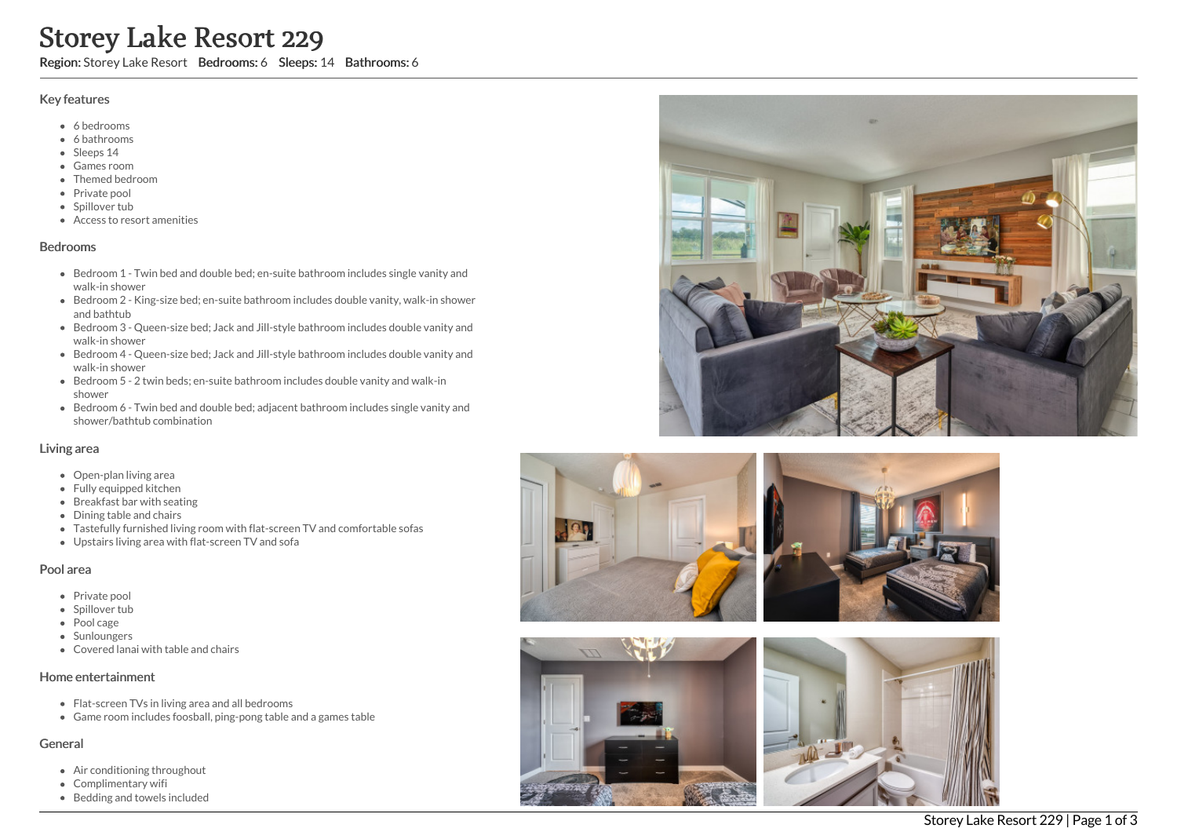# Storey Lake Resort 229

**Region:** Storey Lake Resort **Bedrooms:** 6 **Sleeps:** 14 **Bathrooms:** 6

## Key features

- 6 bedrooms
- 6 bathrooms
- Sleeps 14
- Games room
- Themed bedroom
- Private pool
- Spillover tub
- Access to resort amenities

## Bedrooms

- Bedroom 1 - Twin bed and double bed; en-suite bathroom includes single vanity and walk-in shower
- Bedroom 2 - King-size bed; en-suite bathroom includes double vanity, walk-in shower and bathtub
- Bedroom 3 - Queen-size bed; Jack and Jill-style bathroom includes double vanity and walk-in shower
- Bedroom 4 - Queen-size bed; Jack and Jill-style bathroom includes double vanity and walk-in shower
- Bedroom 5 - 2 twin beds; en-suite bathroom includes double vanity and walk-in shower
- Bedroom 6 - Twin bed and double bed; adjacent bathroom includes single vanity and shower/bathtub combination

## Living area

- Open-plan living area
- Fully equipped kitchen
- Breakfast bar with seating
- Dining table and chairs
- Tastefully furnished living room with flat-screen TV and comfortable sofas
- Upstairs living area with flat-screen TV and sofa

## Pool area

- Private pool
- Spillover tub
- Pool cage
- Sunloungers
- Covered lanai with table and chairs

## Home entertainment

- Flat-screen TVs in living area and all bedrooms
- Game room includes foosball, ping-pong table and a games table

## General

- Air conditioning throughout
- Complimentary wifi
- Bedding and towels included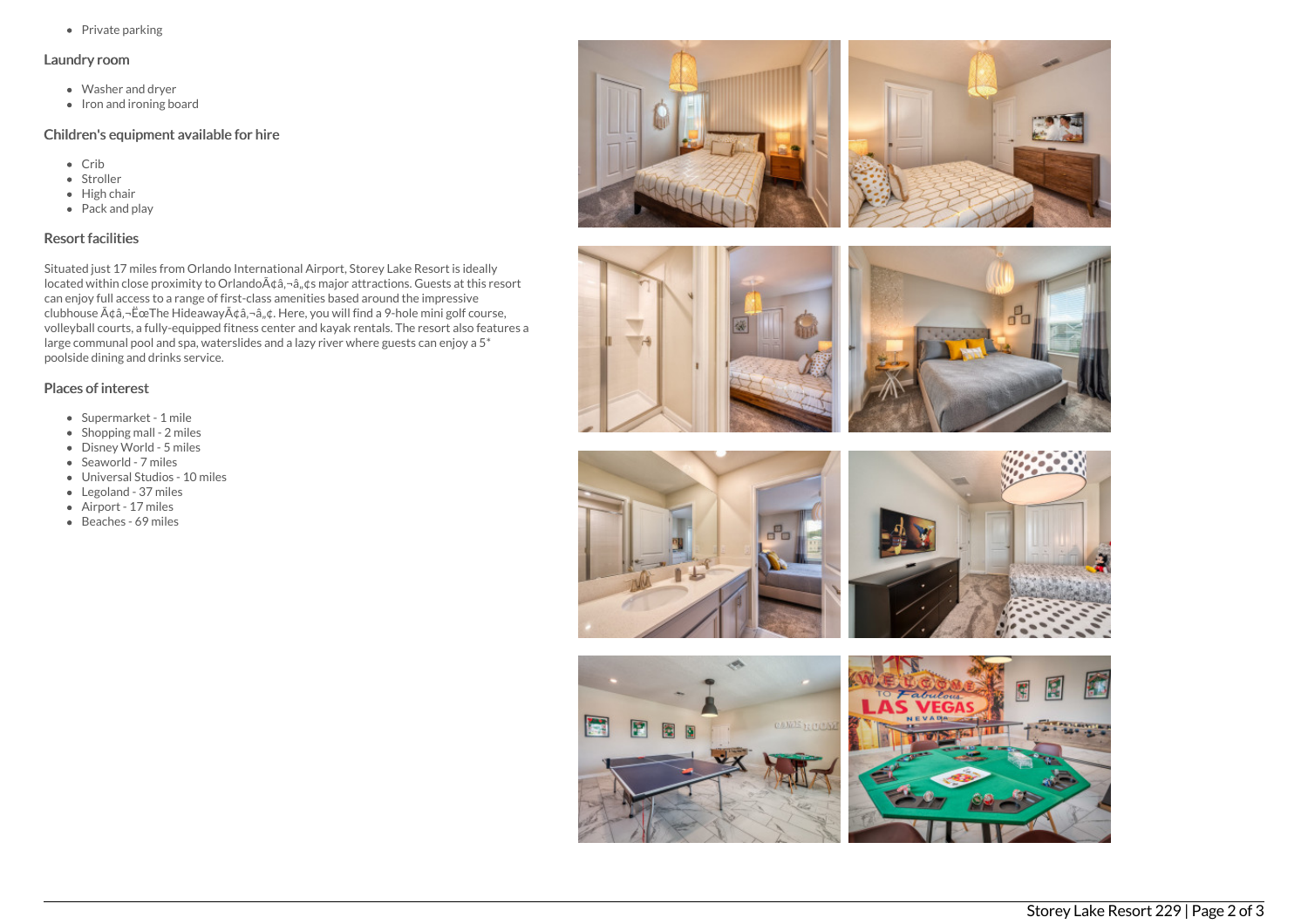- Private parking

## Laundry room

- Washer and dryer
- Iron and ironing board

## Children's equipment available for hire

- Crib
- Stroller
- High chair
- Pack and play

## Resort facilities

Situated just 17 miles from Orlando International Airport, Storey Lake Resort is ideally located within close proximity to OrlandoÃ¢â‚¬â„¢s major attractions. Guests at this resort can enjoy full access to a range of first-class amenities based around the impressive clubhouse Ã¢â‚¬ËœThe HideawayÃ¢â‚¬â„¢. Here, you will find a 9-hole mini golf course, volleyball courts, a fully-equipped fitness center and kayak rentals. The resort also features a large communal pool and spa, waterslides and a lazy river where guests can enjoy a 5* poolside dining and drinks service.

## Places of interest

- Supermarket - 1 mile
- Shopping mall - 2 miles
- Disney World - 5 miles
- Seaworld - 7 miles
- Universal Studios - 10 miles
- Legoland - 37 miles
- Airport - 17 miles
- Beaches - 69 miles